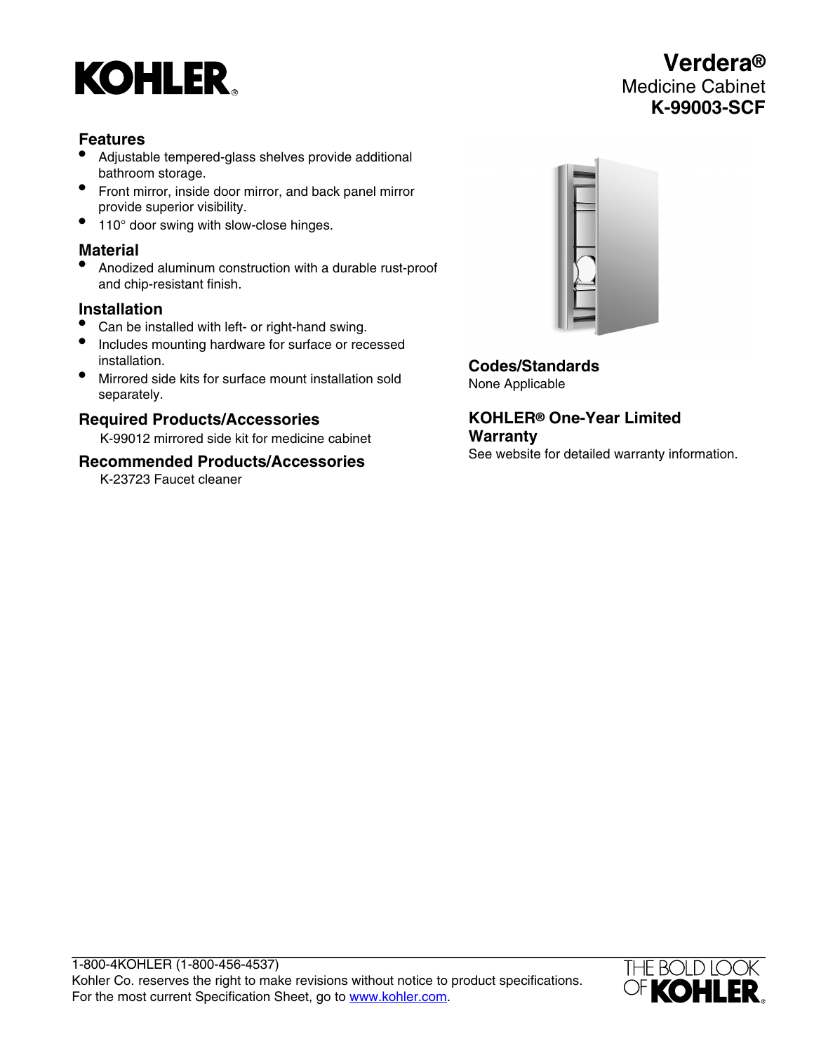KOHLER

# Verdera®

Medicine Cabinet

**K-99003-SCF**

## Features

- Adjustable tempered-glass shelves provide additional bathroom storage.
- Front mirror, inside door mirror, and back panel mirror provide superior visibility.
- 110° door swing with slow-close hinges.

## Material

- Anodized aluminum construction with a durable rust-proof and chip-resistant finish.

## Installation

- Can be installed with left- or right-hand swing.
- Includes mounting hardware for surface or recessed installation.
- Mirrored side kits for surface mount installation sold separately.

## Required Products/Accessories

K-99012 mirrored side kit for medicine cabinet

## Recommended Products/Accessories

K-23723 Faucet cleaner

## Codes/Standards

None Applicable

## KOHLER® One-Year Limited Warranty

See website for detailed warranty information.

1-800-4KOHLER (1-800-456-4537)
Kohler Co. reserves the right to make revisions without notice to product specifications.
For the most current Specification Sheet, go to www.kohler.com.

THE BOLD LOOK OF KOHLER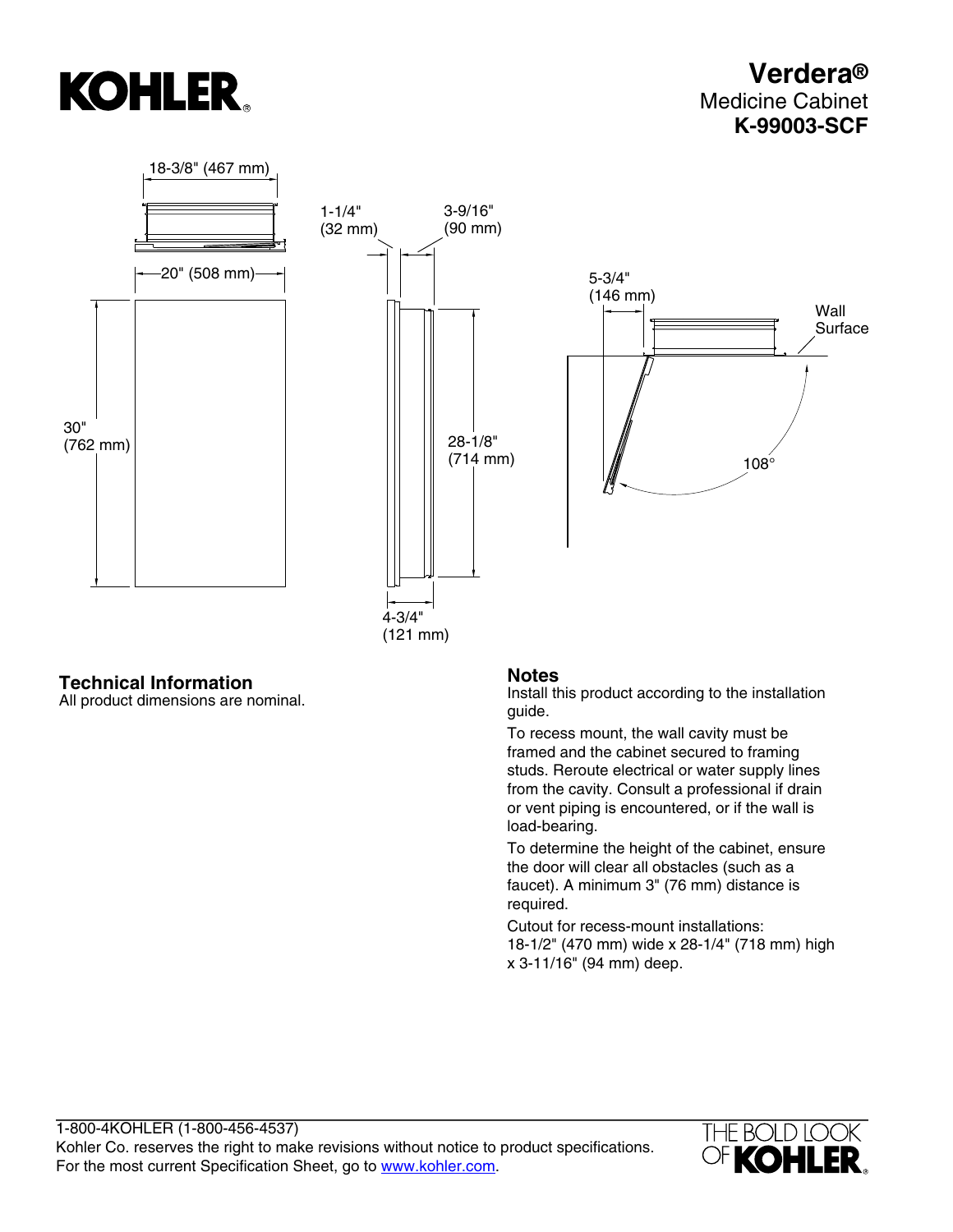# KOHLER

**Verdera®**
Medicine Cabinet
**K-99003-SCF**

18-3/8" (467 mm)

20" (508 mm)

30"
(762 mm)

1-1/4"
(32 mm)

3-9/16"
(90 mm)

28-1/8"
(714 mm)

4-3/4"
(121 mm)

5-3/4"
(146 mm)

Wall
Surface

108°

## Technical Information

All product dimensions are nominal.

## Notes

Install this product according to the installation guide.

To recess mount, the wall cavity must be framed and the cabinet secured to framing studs. Reroute electrical or water supply lines from the cavity. Consult a professional if drain or vent piping is encountered, or if the wall is load-bearing.

To determine the height of the cabinet, ensure the door will clear all obstacles (such as a faucet). A minimum 3" (76 mm) distance is required.

Cutout for recess-mount installations:
18-1/2" (470 mm) wide x 28-1/4" (718 mm) high x 3-11/16" (94 mm) deep.

1-800-4KOHLER (1-800-456-4537)
Kohler Co. reserves the right to make revisions without notice to product specifications.
For the most current Specification Sheet, go to www.kohler.com.

THE BOLD LOOK OF KOHLER